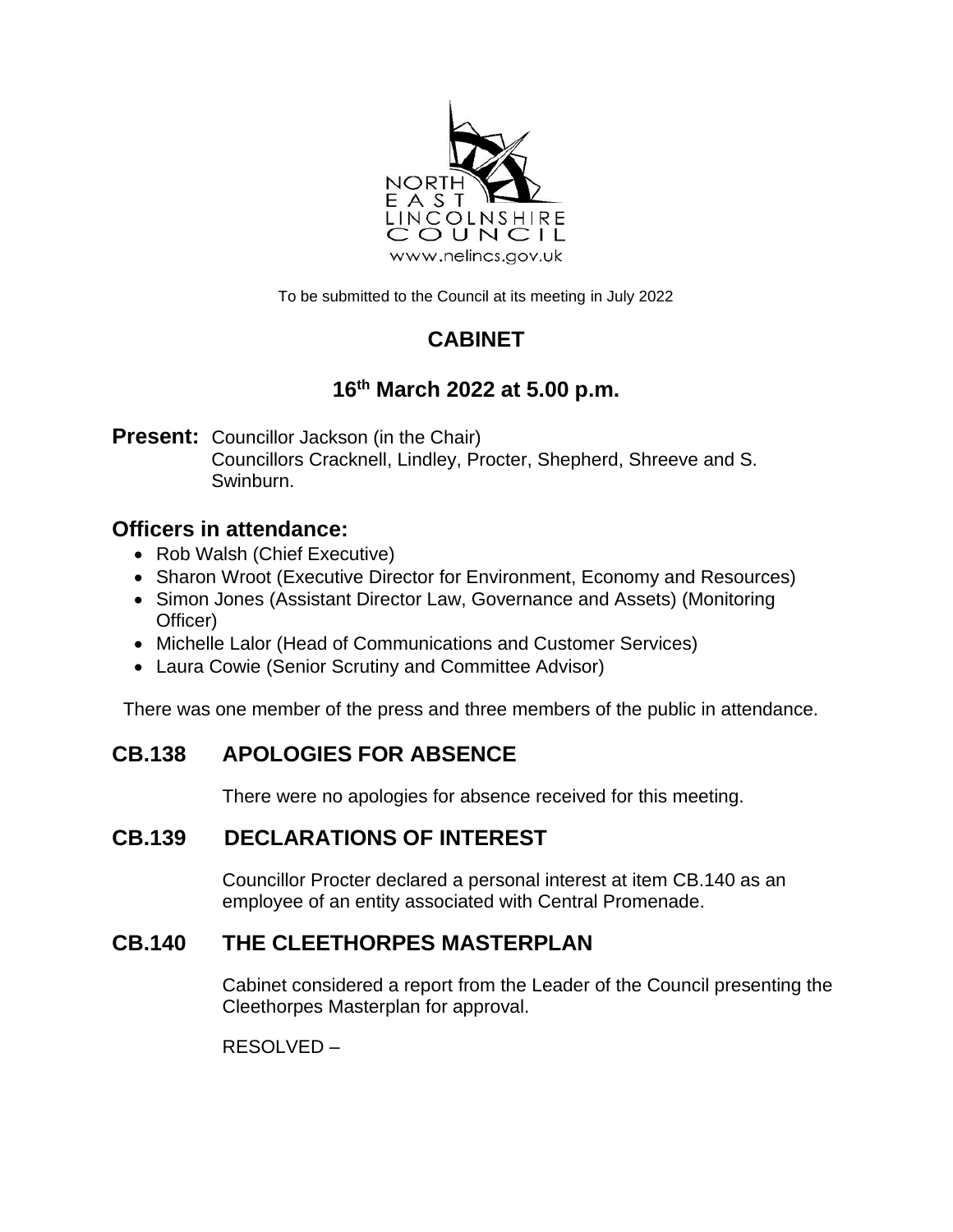NORTH EAST LINCOLNSHIRE COUNCIL
www.nelincs.gov.uk

To be submitted to the Council at its meeting in July 2022

# CABINET

## 16th March 2022 at 5.00 p.m.

**Present:** Councillor Jackson (in the Chair)
Councillors Cracknell, Lindley, Procter, Shepherd, Shreeve and S. Swinburn.

### Officers in attendance:

- Rob Walsh (Chief Executive)
- Sharon Wroot (Executive Director for Environment, Economy and Resources)
- Simon Jones (Assistant Director Law, Governance and Assets) (Monitoring Officer)
- Michelle Lalor (Head of Communications and Customer Services)
- Laura Cowie (Senior Scrutiny and Committee Advisor)

There was one member of the press and three members of the public in attendance.

## CB.138 APOLOGIES FOR ABSENCE

There were no apologies for absence received for this meeting.

## CB.139 DECLARATIONS OF INTEREST

Councillor Procter declared a personal interest at item CB.140 as an employee of an entity associated with Central Promenade.

## CB.140 THE CLEETHORPES MASTERPLAN

Cabinet considered a report from the Leader of the Council presenting the Cleethorpes Masterplan for approval.

RESOLVED –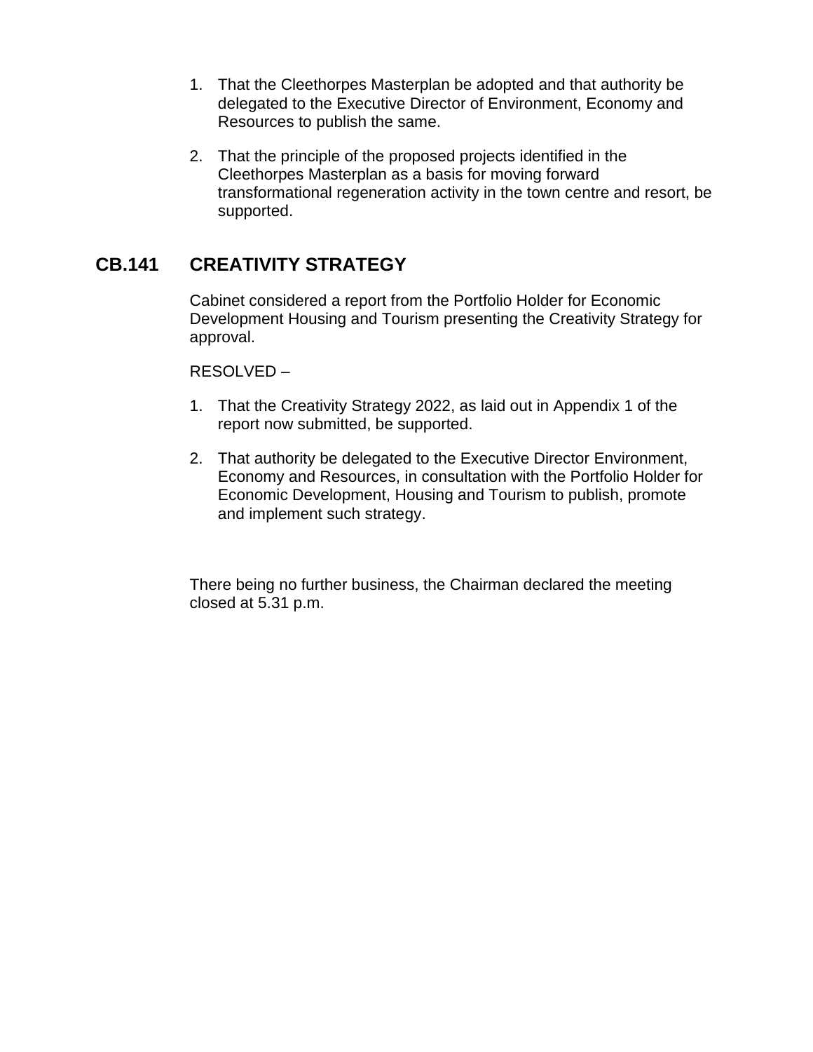1. That the Cleethorpes Masterplan be adopted and that authority be delegated to the Executive Director of Environment, Economy and Resources to publish the same.

2. That the principle of the proposed projects identified in the Cleethorpes Masterplan as a basis for moving forward transformational regeneration activity in the town centre and resort, be supported.

## CB.141 CREATIVITY STRATEGY

Cabinet considered a report from the Portfolio Holder for Economic Development Housing and Tourism presenting the Creativity Strategy for approval.

RESOLVED –

1. That the Creativity Strategy 2022, as laid out in Appendix 1 of the report now submitted, be supported.

2. That authority be delegated to the Executive Director Environment, Economy and Resources, in consultation with the Portfolio Holder for Economic Development, Housing and Tourism to publish, promote and implement such strategy.

There being no further business, the Chairman declared the meeting closed at 5.31 p.m.